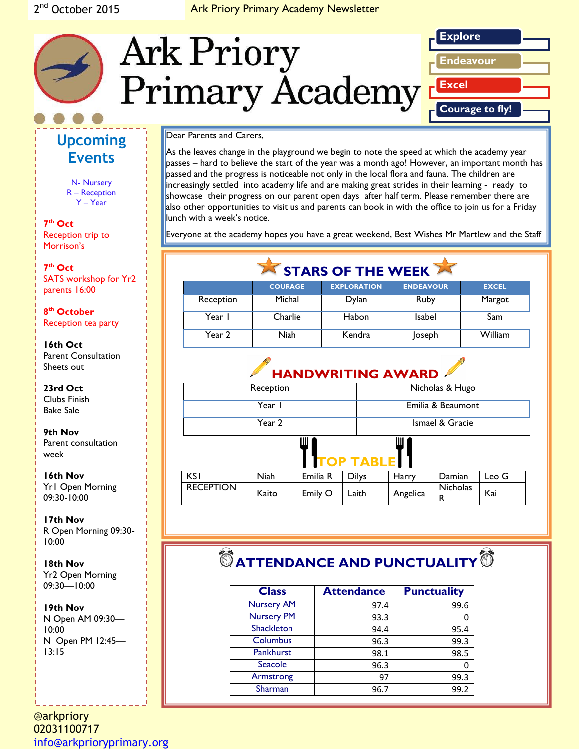2nd October 2015 — Ark Priory Primary Academy Newsletter

# Ark Priory Primary Academy

Explore
Endeavour
Excel
Courage to fly!

Dear Parents and Carers,

As the leaves change in the playground we begin to note the speed at which the academy year passes – hard to believe the start of the year was a month ago! However, an important month has passed and the progress is noticeable not only in the local flora and fauna. The children are increasingly settled into academy life and are making great strides in their learning - ready to showcase their progress on our parent open days after half term. Please remember there are also other opportunities to visit us and parents can book in with the office to join us for a Friday lunch with a week's notice.

Everyone at the academy hopes you have a great weekend, Best Wishes Mr Martlew and the Staff

## STARS OF THE WEEK

| | COURAGE | EXPLORATION | ENDEAVOUR | EXCEL |
|---|---|---|---|---|
| Reception | Michal | Dylan | Ruby | Margot |
| Year 1 | Charlie | Habon | Isabel | Sam |
| Year 2 | Niah | Kendra | Joseph | William |

## HANDWRITING AWARD

| | |
|---|---|
| Reception | Nicholas & Hugo |
| Year 1 | Emilia & Beaumont |
| Year 2 | Ismael & Gracie |

## TOP TABLE

| | | | | | | |
|---|---|---|---|---|---|---|
| KS1 | Niah | Emilia R | Dilys | Harry | Damian | Leo G |
| RECEPTION | Kaito | Emily O | Laith | Angelica | Nicholas R | Kai |

## ATTENDANCE AND PUNCTUALITY

| Class | Attendance | Punctuality |
|---|---|---|
| Nursery AM | 97.4 | 99.6 |
| Nursery PM | 93.3 | 0 |
| Shackleton | 94.4 | 95.4 |
| Columbus | 96.3 | 99.3 |
| Pankhurst | 98.1 | 98.5 |
| Seacole | 96.3 | 0 |
| Armstrong | 97 | 99.3 |
| Sharman | 96.7 | 99.2 |

## Upcoming Events

N- Nursery
R – Reception
Y – Year

**7th Oct**
Reception trip to Morrison's

**7th Oct**
SATS workshop for Yr2 parents 16:00

**8th October**
Reception tea party

**16th Oct**
Parent Consultation Sheets out

**23rd Oct**
Clubs Finish
Bake Sale

**9th Nov**
Parent consultation week

**16th Nov**
Yr1 Open Morning 09:30-10:00

**17th Nov**
R Open Morning 09:30-10:00

**18th Nov**
Yr2 Open Morning 09:30—10:00

**19th Nov**
N Open AM 09:30—10:00
N Open PM 12:45—13:15

@arkpriory
02031100717
info@arkprioryprimary.org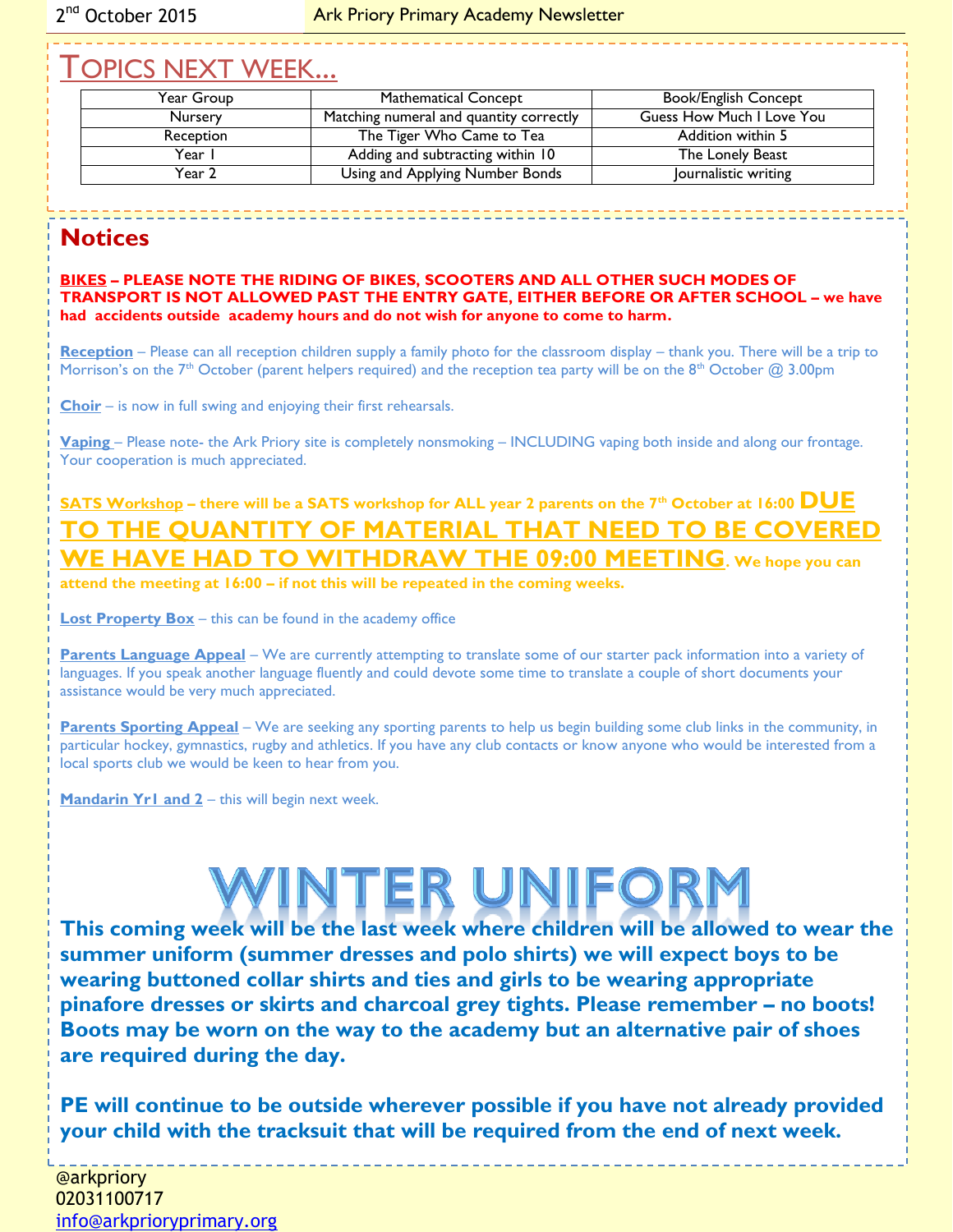## Topics next week...

| Year Group | Mathematical Concept | Book/English Concept |
|---|---|---|
| Nursery | Matching numeral and quantity correctly | Guess How Much I Love You |
| Reception | The Tiger Who Came to Tea | Addition within 5 |
| Year 1 | Adding and subtracting within 10 | The Lonely Beast |
| Year 2 | Using and Applying Number Bonds | Journalistic writing |

## Notices

**BIKES – PLEASE NOTE THE RIDING OF BIKES, SCOOTERS AND ALL OTHER SUCH MODES OF TRANSPORT IS NOT ALLOWED PAST THE ENTRY GATE, EITHER BEFORE OR AFTER SCHOOL – we have had accidents outside academy hours and do not wish for anyone to come to harm.**

**Reception** – Please can all reception children supply a family photo for the classroom display – thank you. There will be a trip to Morrison's on the 7th October (parent helpers required) and the reception tea party will be on the 8th October @ 3.00pm

**Choir** – is now in full swing and enjoying their first rehearsals.

**Vaping** – Please note- the Ark Priory site is completely nonsmoking – INCLUDING vaping both inside and along our frontage. Your cooperation is much appreciated.

**SATS Workshop – there will be a SATS workshop for ALL year 2 parents on the 7th October at 16:00 DUE TO THE QUANTITY OF MATERIAL THAT NEED TO BE COVERED WE HAVE HAD TO WITHDRAW THE 09:00 MEETING. We hope you can attend the meeting at 16:00 – if not this will be repeated in the coming weeks.**

**Lost Property Box** – this can be found in the academy office

**Parents Language Appeal** – We are currently attempting to translate some of our starter pack information into a variety of languages. If you speak another language fluently and could devote some time to translate a couple of short documents your assistance would be very much appreciated.

**Parents Sporting Appeal** – We are seeking any sporting parents to help us begin building some club links in the community, in particular hockey, gymnastics, rugby and athletics. If you have any club contacts or know anyone who would be interested from a local sports club we would be keen to hear from you.

**Mandarin Yr1 and 2** – this will begin next week.

## WINTER UNIFORM

**This coming week will be the last week where children will be allowed to wear the summer uniform (summer dresses and polo shirts) we will expect boys to be wearing buttoned collar shirts and ties and girls to be wearing appropriate pinafore dresses or skirts and charcoal grey tights. Please remember – no boots! Boots may be worn on the way to the academy but an alternative pair of shoes are required during the day.**

**PE will continue to be outside wherever possible if you have not already provided your child with the tracksuit that will be required from the end of next week.**

@arkpriory
02031100717
info@arkprioryprimary.org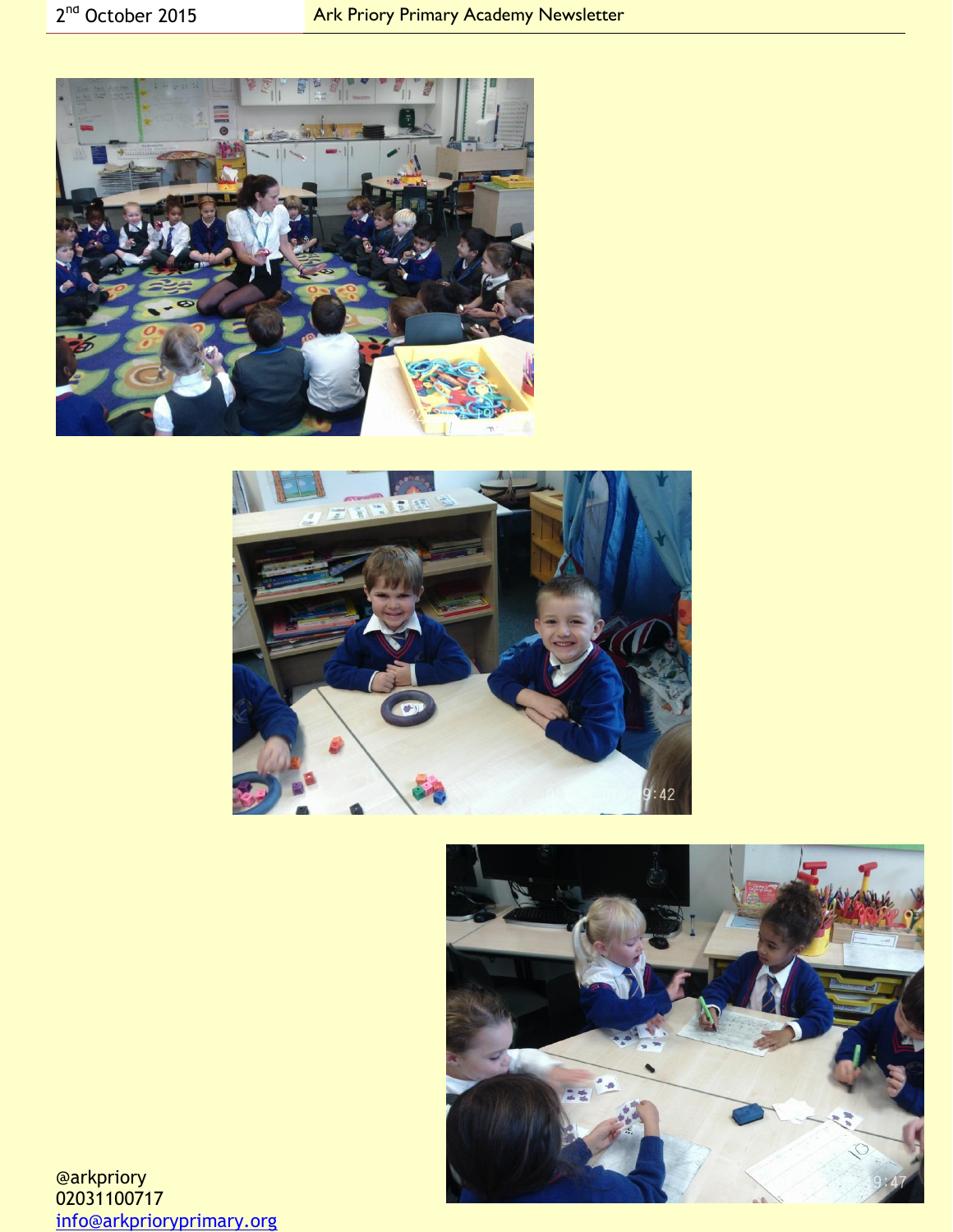@arkpriory
02031100717
info@arkprioryprimary.org